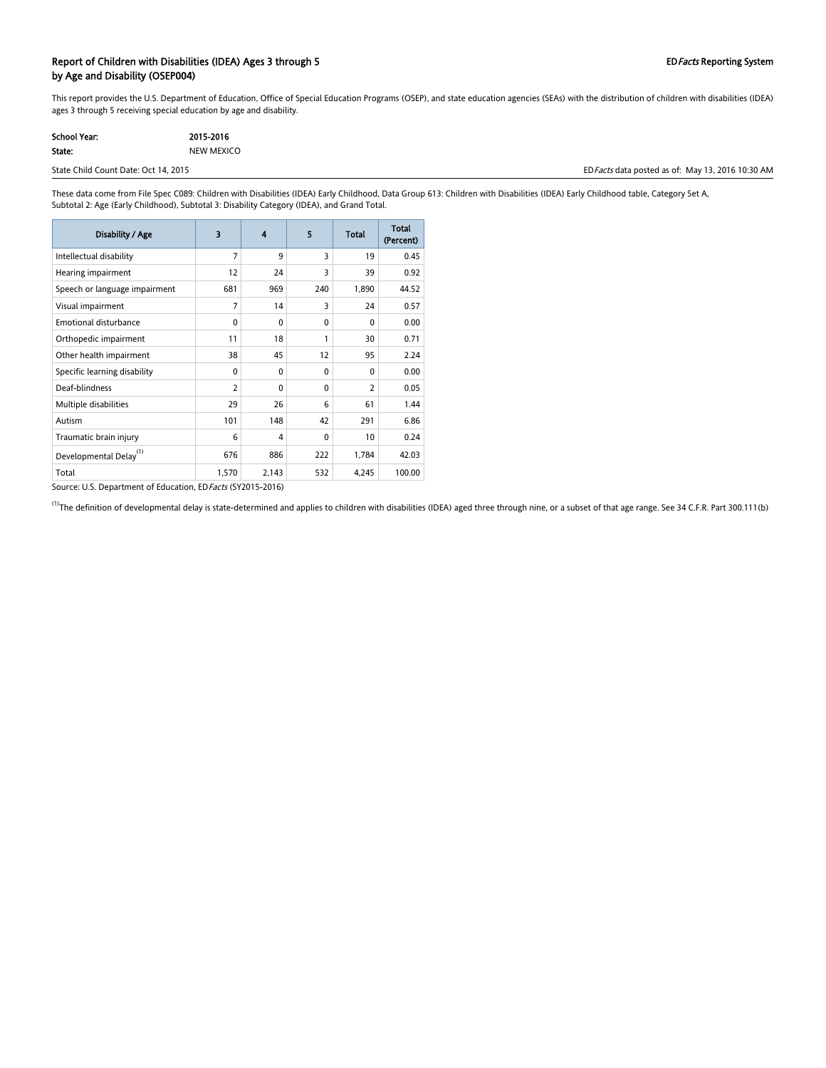## Report of Children with Disabilities (IDEA) Ages 3 through 5 by Age and Disability (OSEP004)

ED*Facts* Reporting System

This report provides the U.S. Department of Education, Office of Special Education Programs (OSEP), and state education agencies (SEAs) with the distribution of children with disabilities (IDEA) ages 3 through 5 receiving special education by age and disability.

**School Year:** 2015-2016

**State:** NEW MEXICO

State Child Count Date: Oct 14, 2015

ED*Facts* data posted as of: May 13, 2016 10:30 AM

These data come from File Spec C089: Children with Disabilities (IDEA) Early Childhood, Data Group 613: Children with Disabilities (IDEA) Early Childhood table, Category Set A, Subtotal 2: Age (Early Childhood), Subtotal 3: Disability Category (IDEA), and Grand Total.

| Disability / Age | 3 | 4 | 5 | Total | Total (Percent) |
|---|---|---|---|---|---|
| Intellectual disability | 7 | 9 | 3 | 19 | 0.45 |
| Hearing impairment | 12 | 24 | 3 | 39 | 0.92 |
| Speech or language impairment | 681 | 969 | 240 | 1,890 | 44.52 |
| Visual impairment | 7 | 14 | 3 | 24 | 0.57 |
| Emotional disturbance | 0 | 0 | 0 | 0 | 0.00 |
| Orthopedic impairment | 11 | 18 | 1 | 30 | 0.71 |
| Other health impairment | 38 | 45 | 12 | 95 | 2.24 |
| Specific learning disability | 0 | 0 | 0 | 0 | 0.00 |
| Deaf-blindness | 2 | 0 | 0 | 2 | 0.05 |
| Multiple disabilities | 29 | 26 | 6 | 61 | 1.44 |
| Autism | 101 | 148 | 42 | 291 | 6.86 |
| Traumatic brain injury | 6 | 4 | 0 | 10 | 0.24 |
| Developmental Delay[(1)] | 676 | 886 | 222 | 1,784 | 42.03 |
| Total | 1,570 | 2,143 | 532 | 4,245 | 100.00 |

Source: U.S. Department of Education, ED*Facts* (SY2015-2016)

[(1)]The definition of developmental delay is state-determined and applies to children with disabilities (IDEA) aged three through nine, or a subset of that age range. See 34 C.F.R. Part 300.111(b)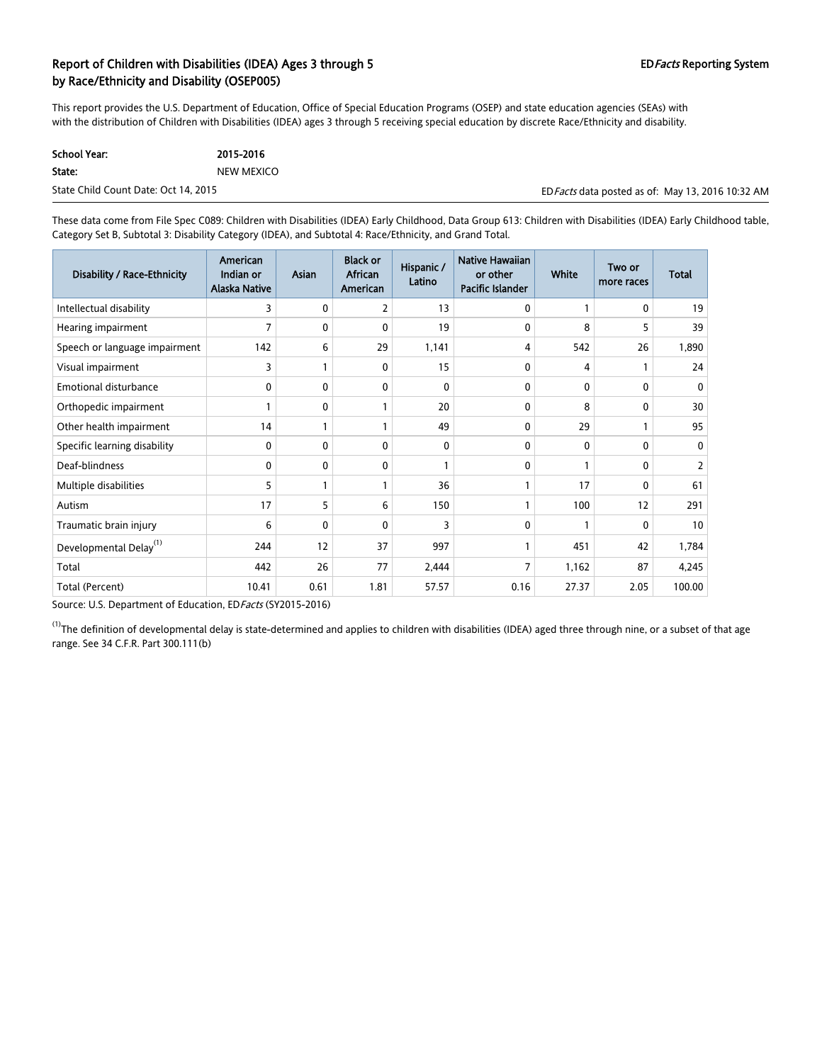## Report of Children with Disabilities (IDEA) Ages 3 through 5 by Race/Ethnicity and Disability (OSEP005)

ED*Facts* Reporting System

This report provides the U.S. Department of Education, Office of Special Education Programs (OSEP) and state education agencies (SEAs) with with the distribution of Children with Disabilities (IDEA) ages 3 through 5 receiving special education by discrete Race/Ethnicity and disability.

**School Year:** **2015-2016**

**State:** NEW MEXICO

State Child Count Date: Oct 14, 2015

ED*Facts* data posted as of: May 13, 2016 10:32 AM

These data come from File Spec C089: Children with Disabilities (IDEA) Early Childhood, Data Group 613: Children with Disabilities (IDEA) Early Childhood table, Category Set B, Subtotal 3: Disability Category (IDEA), and Subtotal 4: Race/Ethnicity, and Grand Total.

| Disability / Race-Ethnicity | American Indian or Alaska Native | Asian | Black or African American | Hispanic / Latino | Native Hawaiian or other Pacific Islander | White | Two or more races | Total |
|---|---|---|---|---|---|---|---|---|
| Intellectual disability | 3 | 0 | 2 | 13 | 0 | 1 | 0 | 19 |
| Hearing impairment | 7 | 0 | 0 | 19 | 0 | 8 | 5 | 39 |
| Speech or language impairment | 142 | 6 | 29 | 1,141 | 4 | 542 | 26 | 1,890 |
| Visual impairment | 3 | 1 | 0 | 15 | 0 | 4 | 1 | 24 |
| Emotional disturbance | 0 | 0 | 0 | 0 | 0 | 0 | 0 | 0 |
| Orthopedic impairment | 1 | 0 | 1 | 20 | 0 | 8 | 0 | 30 |
| Other health impairment | 14 | 1 | 1 | 49 | 0 | 29 | 1 | 95 |
| Specific learning disability | 0 | 0 | 0 | 0 | 0 | 0 | 0 | 0 |
| Deaf-blindness | 0 | 0 | 0 | 1 | 0 | 1 | 0 | 2 |
| Multiple disabilities | 5 | 1 | 1 | 36 | 1 | 17 | 0 | 61 |
| Autism | 17 | 5 | 6 | 150 | 1 | 100 | 12 | 291 |
| Traumatic brain injury | 6 | 0 | 0 | 3 | 0 | 1 | 0 | 10 |
| Developmental Delay[(1)] | 244 | 12 | 37 | 997 | 1 | 451 | 42 | 1,784 |
| Total | 442 | 26 | 77 | 2,444 | 7 | 1,162 | 87 | 4,245 |
| Total (Percent) | 10.41 | 0.61 | 1.81 | 57.57 | 0.16 | 27.37 | 2.05 | 100.00 |

Source: U.S. Department of Education, ED*Facts* (SY2015-2016)

[(1)]The definition of developmental delay is state-determined and applies to children with disabilities (IDEA) aged three through nine, or a subset of that age range. See 34 C.F.R. Part 300.111(b)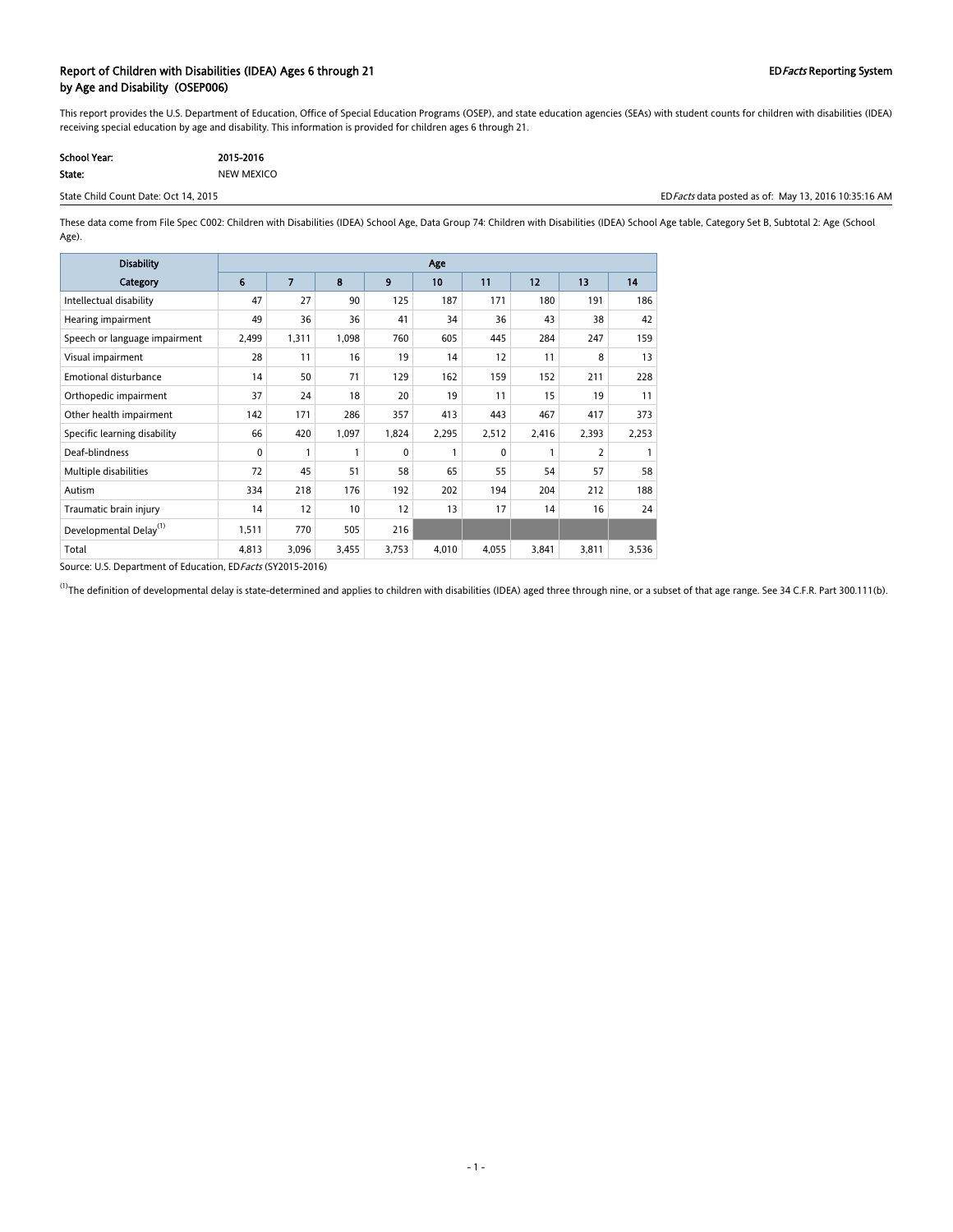## Report of Children with Disabilities (IDEA) Ages 6 through 21 by Age and Disability (OSEP006)

ED*Facts* Reporting System

This report provides the U.S. Department of Education, Office of Special Education Programs (OSEP), and state education agencies (SEAs) with student counts for children with disabilities (IDEA) receiving special education by age and disability. This information is provided for children ages 6 through 21.

**School Year:** 2015-2016

**State:** NEW MEXICO

State Child Count Date: Oct 14, 2015

ED*Facts* data posted as of: May 13, 2016 10:35:16 AM

These data come from File Spec C002: Children with Disabilities (IDEA) School Age, Data Group 74: Children with Disabilities (IDEA) School Age table, Category Set B, Subtotal 2: Age (School Age).

| Disability | Age | | | | | | | | |
|---|---|---|---|---|---|---|---|---|---|
| Category | 6 | 7 | 8 | 9 | 10 | 11 | 12 | 13 | 14 |
| Intellectual disability | 47 | 27 | 90 | 125 | 187 | 171 | 180 | 191 | 186 |
| Hearing impairment | 49 | 36 | 36 | 41 | 34 | 36 | 43 | 38 | 42 |
| Speech or language impairment | 2,499 | 1,311 | 1,098 | 760 | 605 | 445 | 284 | 247 | 159 |
| Visual impairment | 28 | 11 | 16 | 19 | 14 | 12 | 11 | 8 | 13 |
| Emotional disturbance | 14 | 50 | 71 | 129 | 162 | 159 | 152 | 211 | 228 |
| Orthopedic impairment | 37 | 24 | 18 | 20 | 19 | 11 | 15 | 19 | 11 |
| Other health impairment | 142 | 171 | 286 | 357 | 413 | 443 | 467 | 417 | 373 |
| Specific learning disability | 66 | 420 | 1,097 | 1,824 | 2,295 | 2,512 | 2,416 | 2,393 | 2,253 |
| Deaf-blindness | 0 | 1 | 1 | 0 | 1 | 0 | 1 | 2 | 1 |
| Multiple disabilities | 72 | 45 | 51 | 58 | 65 | 55 | 54 | 57 | 58 |
| Autism | 334 | 218 | 176 | 192 | 202 | 194 | 204 | 212 | 188 |
| Traumatic brain injury | 14 | 12 | 10 | 12 | 13 | 17 | 14 | 16 | 24 |
| Developmental Delay[1] | 1,511 | 770 | 505 | 216 | | | | | |
| Total | 4,813 | 3,096 | 3,455 | 3,753 | 4,010 | 4,055 | 3,841 | 3,811 | 3,536 |

Source: U.S. Department of Education, ED*Facts* (SY2015-2016)

[1]The definition of developmental delay is state-determined and applies to children with disabilities (IDEA) aged three through nine, or a subset of that age range. See 34 C.F.R. Part 300.111(b).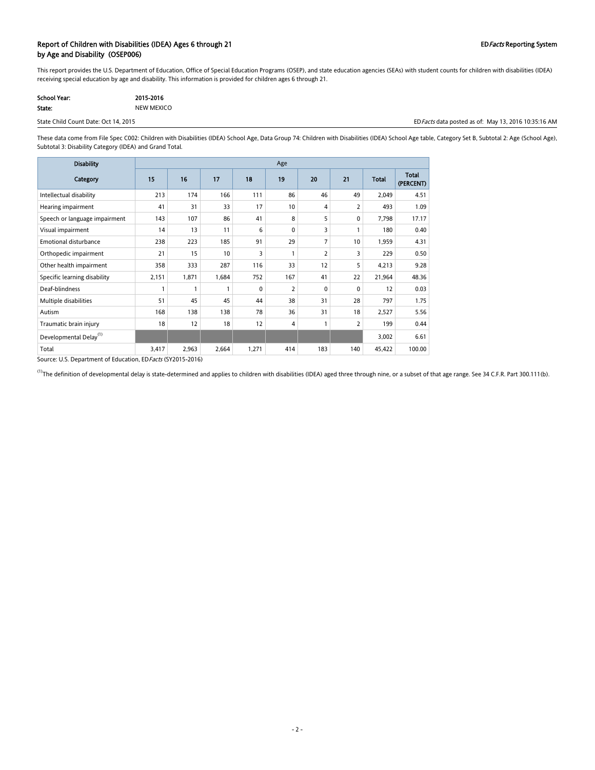## Report of Children with Disabilities (IDEA) Ages 6 through 21 by Age and Disability (OSEP006)

EDFacts Reporting System

This report provides the U.S. Department of Education, Office of Special Education Programs (OSEP), and state education agencies (SEAs) with student counts for children with disabilities (IDEA) receiving special education by age and disability. This information is provided for children ages 6 through 21.

**School Year:** 2015-2016

**State:** NEW MEXICO

State Child Count Date: Oct 14, 2015

EDFacts data posted as of: May 13, 2016 10:35:16 AM

These data come from File Spec C002: Children with Disabilities (IDEA) School Age, Data Group 74: Children with Disabilities (IDEA) School Age table, Category Set B, Subtotal 2: Age (School Age), Subtotal 3: Disability Category (IDEA) and Grand Total.

| Disability Category | Age | | | | | | | | |
|---|---|---|---|---|---|---|---|---|---|
| | 15 | 16 | 17 | 18 | 19 | 20 | 21 | Total | Total (PERCENT) |
| Intellectual disability | 213 | 174 | 166 | 111 | 86 | 46 | 49 | 2,049 | 4.51 |
| Hearing impairment | 41 | 31 | 33 | 17 | 10 | 4 | 2 | 493 | 1.09 |
| Speech or language impairment | 143 | 107 | 86 | 41 | 8 | 5 | 0 | 7,798 | 17.17 |
| Visual impairment | 14 | 13 | 11 | 6 | 0 | 3 | 1 | 180 | 0.40 |
| Emotional disturbance | 238 | 223 | 185 | 91 | 29 | 7 | 10 | 1,959 | 4.31 |
| Orthopedic impairment | 21 | 15 | 10 | 3 | 1 | 2 | 3 | 229 | 0.50 |
| Other health impairment | 358 | 333 | 287 | 116 | 33 | 12 | 5 | 4,213 | 9.28 |
| Specific learning disability | 2,151 | 1,871 | 1,684 | 752 | 167 | 41 | 22 | 21,964 | 48.36 |
| Deaf-blindness | 1 | 1 | 1 | 0 | 2 | 0 | 0 | 12 | 0.03 |
| Multiple disabilities | 51 | 45 | 45 | 44 | 38 | 31 | 28 | 797 | 1.75 |
| Autism | 168 | 138 | 138 | 78 | 36 | 31 | 18 | 2,527 | 5.56 |
| Traumatic brain injury | 18 | 12 | 18 | 12 | 4 | 1 | 2 | 199 | 0.44 |
| Developmental Delay[1] | | | | | | | | 3,002 | 6.61 |
| Total | 3,417 | 2,963 | 2,664 | 1,271 | 414 | 183 | 140 | 45,422 | 100.00 |

Source: U.S. Department of Education, EDFacts (SY2015-2016)

[1]The definition of developmental delay is state-determined and applies to children with disabilities (IDEA) aged three through nine, or a subset of that age range. See 34 C.F.R. Part 300.111(b).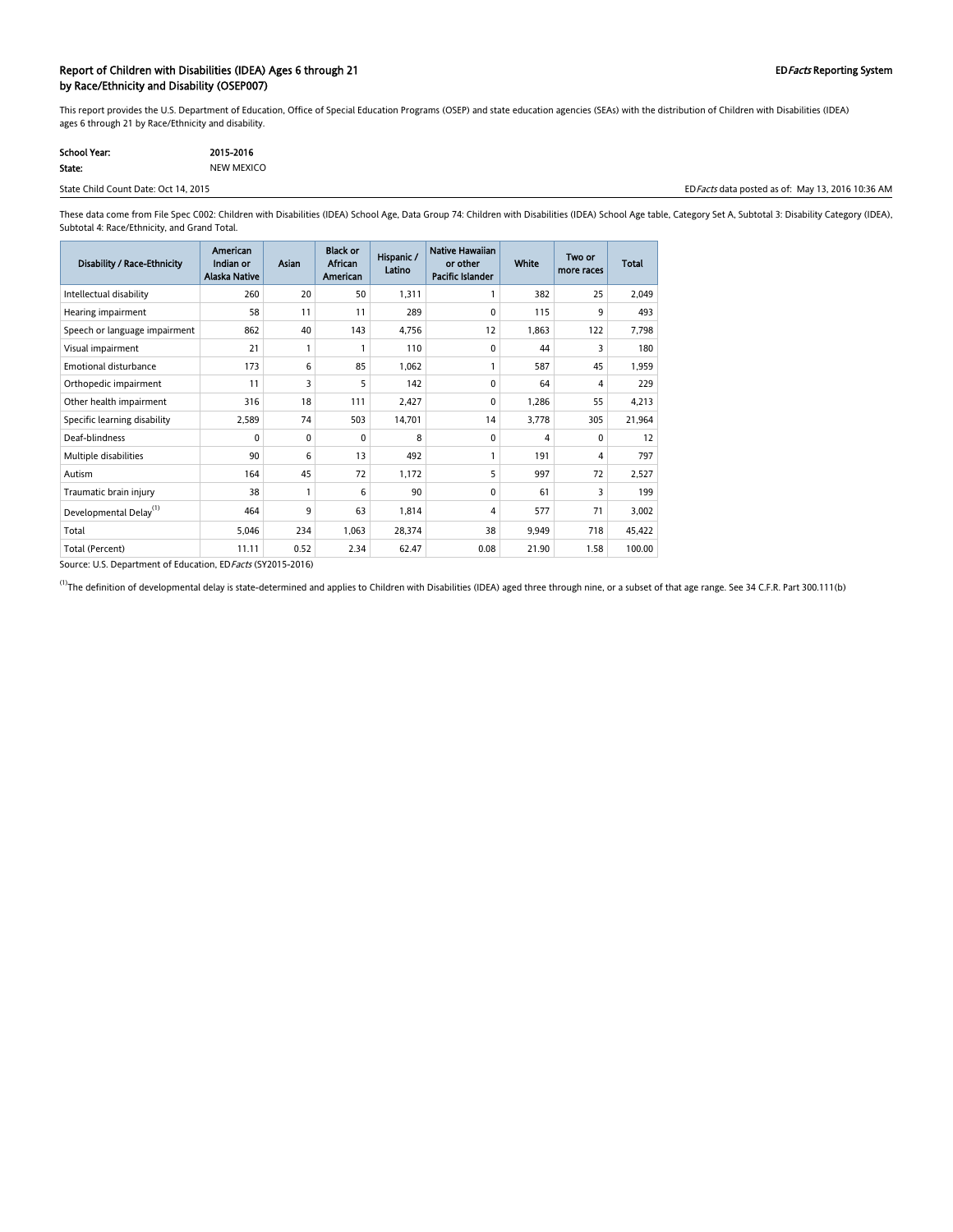# Report of Children with Disabilities (IDEA) Ages 6 through 21 by Race/Ethnicity and Disability (OSEP007)

ED*Facts* Reporting System

This report provides the U.S. Department of Education, Office of Special Education Programs (OSEP) and state education agencies (SEAs) with the distribution of Children with Disabilities (IDEA) ages 6 through 21 by Race/Ethnicity and disability.

**School Year:** 2015-2016

**State:** NEW MEXICO

State Child Count Date: Oct 14, 2015

ED*Facts* data posted as of: May 13, 2016 10:36 AM

These data come from File Spec C002: Children with Disabilities (IDEA) School Age, Data Group 74: Children with Disabilities (IDEA) School Age table, Category Set A, Subtotal 3: Disability Category (IDEA), Subtotal 4: Race/Ethnicity, and Grand Total.

| Disability / Race-Ethnicity | American Indian or Alaska Native | Asian | Black or African American | Hispanic / Latino | Native Hawaiian or other Pacific Islander | White | Two or more races | Total |
|---|---|---|---|---|---|---|---|---|
| Intellectual disability | 260 | 20 | 50 | 1,311 | 1 | 382 | 25 | 2,049 |
| Hearing impairment | 58 | 11 | 11 | 289 | 0 | 115 | 9 | 493 |
| Speech or language impairment | 862 | 40 | 143 | 4,756 | 12 | 1,863 | 122 | 7,798 |
| Visual impairment | 21 | 1 | 1 | 110 | 0 | 44 | 3 | 180 |
| Emotional disturbance | 173 | 6 | 85 | 1,062 | 1 | 587 | 45 | 1,959 |
| Orthopedic impairment | 11 | 3 | 5 | 142 | 0 | 64 | 4 | 229 |
| Other health impairment | 316 | 18 | 111 | 2,427 | 0 | 1,286 | 55 | 4,213 |
| Specific learning disability | 2,589 | 74 | 503 | 14,701 | 14 | 3,778 | 305 | 21,964 |
| Deaf-blindness | 0 | 0 | 0 | 8 | 0 | 4 | 0 | 12 |
| Multiple disabilities | 90 | 6 | 13 | 492 | 1 | 191 | 4 | 797 |
| Autism | 164 | 45 | 72 | 1,172 | 5 | 997 | 72 | 2,527 |
| Traumatic brain injury | 38 | 1 | 6 | 90 | 0 | 61 | 3 | 199 |
| Developmental Delay[(1)] | 464 | 9 | 63 | 1,814 | 4 | 577 | 71 | 3,002 |
| Total | 5,046 | 234 | 1,063 | 28,374 | 38 | 9,949 | 718 | 45,422 |
| Total (Percent) | 11.11 | 0.52 | 2.34 | 62.47 | 0.08 | 21.90 | 1.58 | 100.00 |

Source: U.S. Department of Education, ED*Facts* (SY2015-2016)

[(1)] The definition of developmental delay is state-determined and applies to Children with Disabilities (IDEA) aged three through nine, or a subset of that age range. See 34 C.F.R. Part 300.111(b)